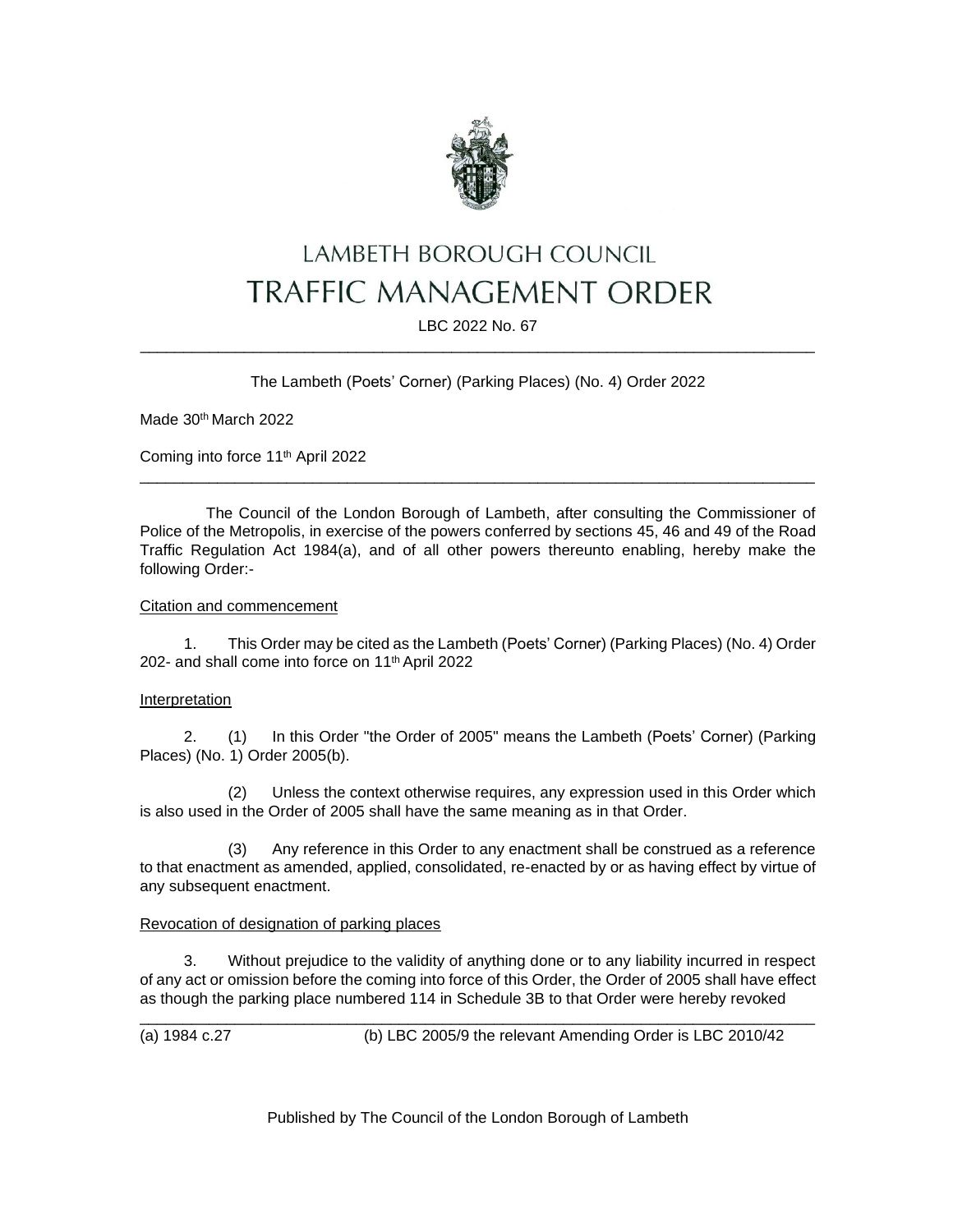# LAMBETH BOROUGH COUNCIL

# TRAFFIC MANAGEMENT ORDER

LBC 2022 No. 67

---

The Lambeth (Poets' Corner) (Parking Places) (No. 4) Order 2022

Made 30th March 2022

Coming into force 11th April 2022

---

The Council of the London Borough of Lambeth, after consulting the Commissioner of Police of the Metropolis, in exercise of the powers conferred by sections 45, 46 and 49 of the Road Traffic Regulation Act 1984(a), and of all other powers thereunto enabling, hereby make the following Order:-

Citation and commencement

1. This Order may be cited as the Lambeth (Poets' Corner) (Parking Places) (No. 4) Order 202- and shall come into force on 11th April 2022

Interpretation

2. (1) In this Order "the Order of 2005" means the Lambeth (Poets' Corner) (Parking Places) (No. 1) Order 2005(b).

(2) Unless the context otherwise requires, any expression used in this Order which is also used in the Order of 2005 shall have the same meaning as in that Order.

(3) Any reference in this Order to any enactment shall be construed as a reference to that enactment as amended, applied, consolidated, re-enacted by or as having effect by virtue of any subsequent enactment.

Revocation of designation of parking places

3. Without prejudice to the validity of anything done or to any liability incurred in respect of any act or omission before the coming into force of this Order, the Order of 2005 shall have effect as though the parking place numbered 114 in Schedule 3B to that Order were hereby revoked

---

(a) 1984 c.27 (b) LBC 2005/9 the relevant Amending Order is LBC 2010/42

Published by The Council of the London Borough of Lambeth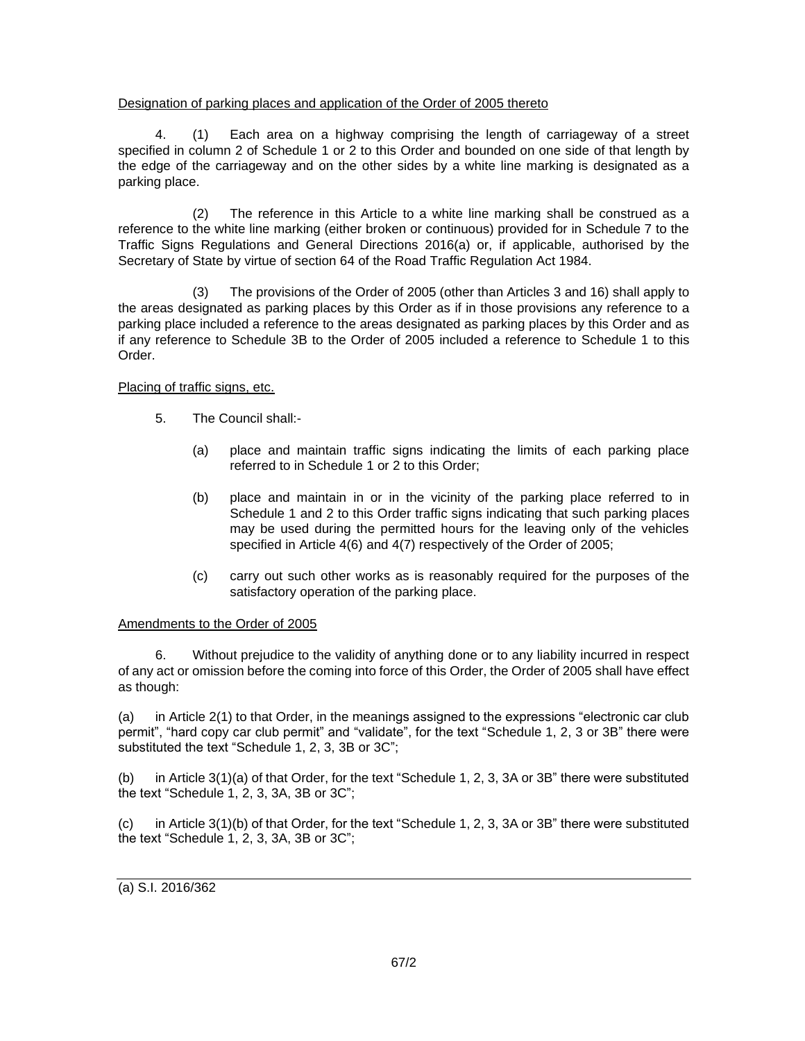Designation of parking places and application of the Order of 2005 thereto

4. (1) Each area on a highway comprising the length of carriageway of a street specified in column 2 of Schedule 1 or 2 to this Order and bounded on one side of that length by the edge of the carriageway and on the other sides by a white line marking is designated as a parking place.

(2) The reference in this Article to a white line marking shall be construed as a reference to the white line marking (either broken or continuous) provided for in Schedule 7 to the Traffic Signs Regulations and General Directions 2016(a) or, if applicable, authorised by the Secretary of State by virtue of section 64 of the Road Traffic Regulation Act 1984.

(3) The provisions of the Order of 2005 (other than Articles 3 and 16) shall apply to the areas designated as parking places by this Order as if in those provisions any reference to a parking place included a reference to the areas designated as parking places by this Order and as if any reference to Schedule 3B to the Order of 2005 included a reference to Schedule 1 to this Order.

Placing of traffic signs, etc.

5. The Council shall:-

(a) place and maintain traffic signs indicating the limits of each parking place referred to in Schedule 1 or 2 to this Order;

(b) place and maintain in or in the vicinity of the parking place referred to in Schedule 1 and 2 to this Order traffic signs indicating that such parking places may be used during the permitted hours for the leaving only of the vehicles specified in Article 4(6) and 4(7) respectively of the Order of 2005;

(c) carry out such other works as is reasonably required for the purposes of the satisfactory operation of the parking place.

Amendments to the Order of 2005

6. Without prejudice to the validity of anything done or to any liability incurred in respect of any act or omission before the coming into force of this Order, the Order of 2005 shall have effect as though:

(a) in Article 2(1) to that Order, in the meanings assigned to the expressions "electronic car club permit", "hard copy car club permit" and "validate", for the text "Schedule 1, 2, 3 or 3B" there were substituted the text "Schedule 1, 2, 3, 3B or 3C";

(b) in Article 3(1)(a) of that Order, for the text "Schedule 1, 2, 3, 3A or 3B" there were substituted the text "Schedule 1, 2, 3, 3A, 3B or 3C";

(c) in Article 3(1)(b) of that Order, for the text "Schedule 1, 2, 3, 3A or 3B" there were substituted the text "Schedule 1, 2, 3, 3A, 3B or 3C";

---

(a) S.I. 2016/362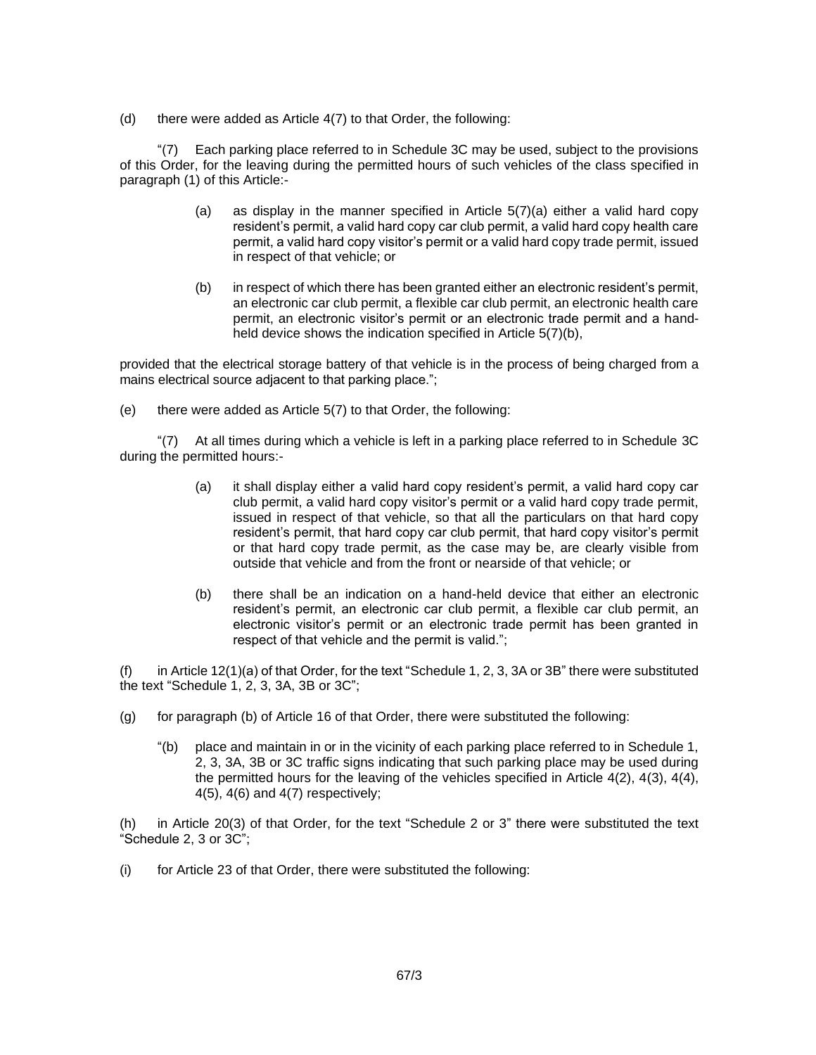(d) there were added as Article 4(7) to that Order, the following:

"(7) Each parking place referred to in Schedule 3C may be used, subject to the provisions of this Order, for the leaving during the permitted hours of such vehicles of the class specified in paragraph (1) of this Article:-

> (a) as display in the manner specified in Article 5(7)(a) either a valid hard copy resident's permit, a valid hard copy car club permit, a valid hard copy health care permit, a valid hard copy visitor's permit or a valid hard copy trade permit, issued in respect of that vehicle; or
>
> (b) in respect of which there has been granted either an electronic resident's permit, an electronic car club permit, a flexible car club permit, an electronic health care permit, an electronic visitor's permit or an electronic trade permit and a hand-held device shows the indication specified in Article 5(7)(b),

provided that the electrical storage battery of that vehicle is in the process of being charged from a mains electrical source adjacent to that parking place.";

(e) there were added as Article 5(7) to that Order, the following:

"(7) At all times during which a vehicle is left in a parking place referred to in Schedule 3C during the permitted hours:-

> (a) it shall display either a valid hard copy resident's permit, a valid hard copy car club permit, a valid hard copy visitor's permit or a valid hard copy trade permit, issued in respect of that vehicle, so that all the particulars on that hard copy resident's permit, that hard copy car club permit, that hard copy visitor's permit or that hard copy trade permit, as the case may be, are clearly visible from outside that vehicle and from the front or nearside of that vehicle; or
>
> (b) there shall be an indication on a hand-held device that either an electronic resident's permit, an electronic car club permit, a flexible car club permit, an electronic visitor's permit or an electronic trade permit has been granted in respect of that vehicle and the permit is valid.";

(f) in Article 12(1)(a) of that Order, for the text "Schedule 1, 2, 3, 3A or 3B" there were substituted the text "Schedule 1, 2, 3, 3A, 3B or 3C";

(g) for paragraph (b) of Article 16 of that Order, there were substituted the following:

> "(b) place and maintain in or in the vicinity of each parking place referred to in Schedule 1, 2, 3, 3A, 3B or 3C traffic signs indicating that such parking place may be used during the permitted hours for the leaving of the vehicles specified in Article 4(2), 4(3), 4(4), 4(5), 4(6) and 4(7) respectively;

(h) in Article 20(3) of that Order, for the text "Schedule 2 or 3" there were substituted the text "Schedule 2, 3 or 3C";

(i) for Article 23 of that Order, there were substituted the following: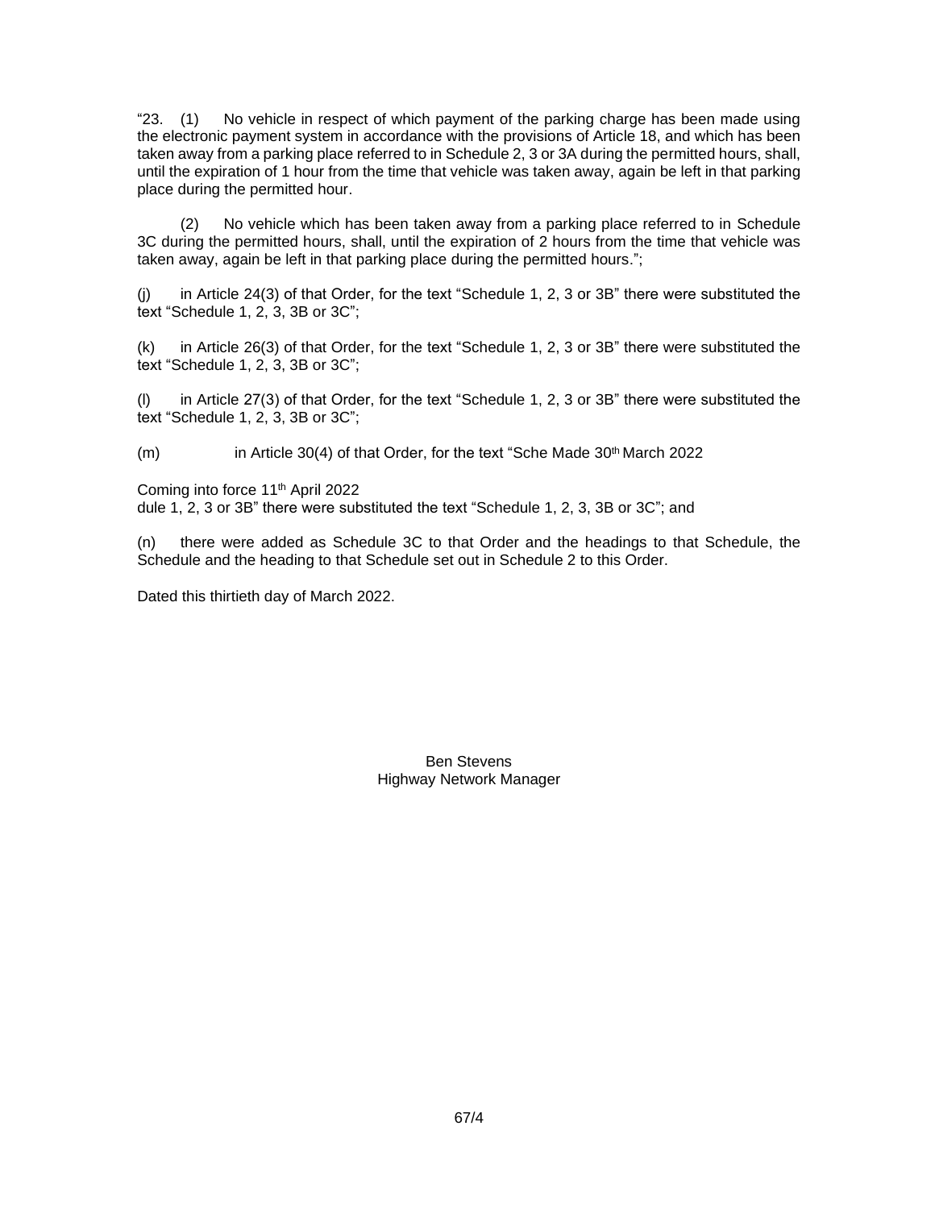"23. (1) No vehicle in respect of which payment of the parking charge has been made using the electronic payment system in accordance with the provisions of Article 18, and which has been taken away from a parking place referred to in Schedule 2, 3 or 3A during the permitted hours, shall, until the expiration of 1 hour from the time that vehicle was taken away, again be left in that parking place during the permitted hour.

(2) No vehicle which has been taken away from a parking place referred to in Schedule 3C during the permitted hours, shall, until the expiration of 2 hours from the time that vehicle was taken away, again be left in that parking place during the permitted hours.";

(j) in Article 24(3) of that Order, for the text "Schedule 1, 2, 3 or 3B" there were substituted the text "Schedule 1, 2, 3, 3B or 3C";

(k) in Article 26(3) of that Order, for the text "Schedule 1, 2, 3 or 3B" there were substituted the text "Schedule 1, 2, 3, 3B or 3C";

(l) in Article 27(3) of that Order, for the text "Schedule 1, 2, 3 or 3B" there were substituted the text "Schedule 1, 2, 3, 3B or 3C";

(m) in Article 30(4) of that Order, for the text "Sche Made 30th March 2022

Coming into force 11th April 2022
dule 1, 2, 3 or 3B" there were substituted the text "Schedule 1, 2, 3, 3B or 3C"; and

(n) there were added as Schedule 3C to that Order and the headings to that Schedule, the Schedule and the heading to that Schedule set out in Schedule 2 to this Order.

Dated this thirtieth day of March 2022.

Ben Stevens
Highway Network Manager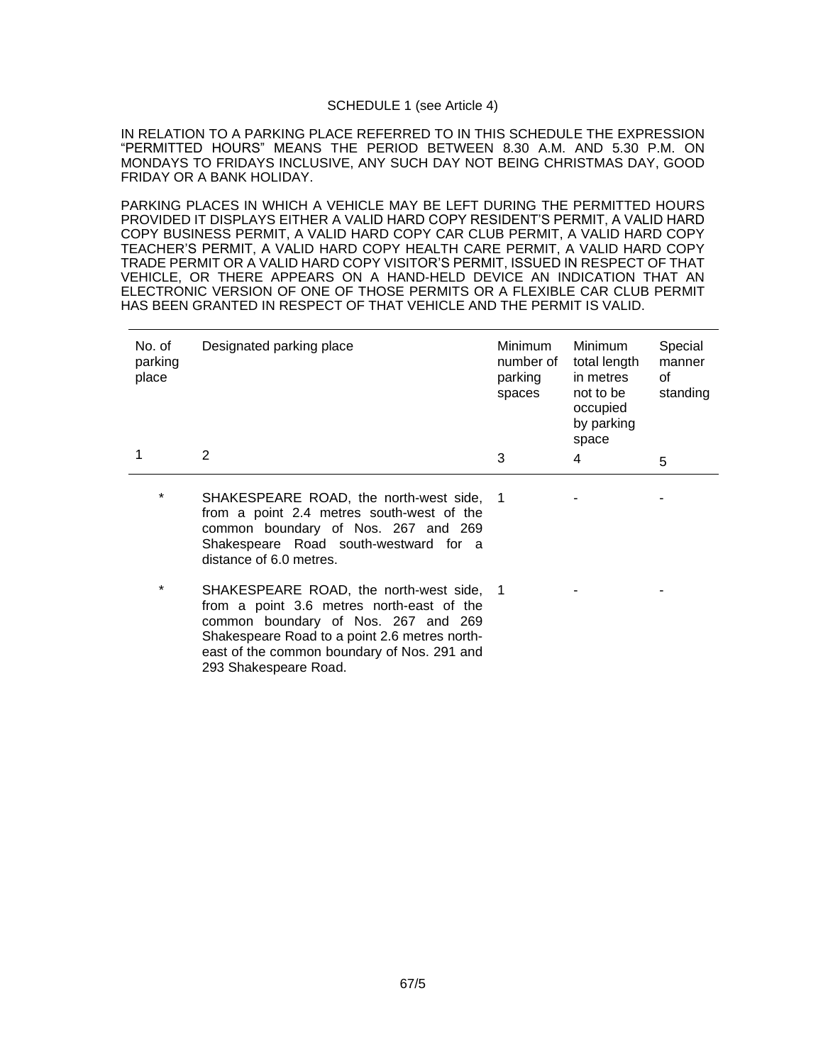SCHEDULE 1 (see Article 4)

IN RELATION TO A PARKING PLACE REFERRED TO IN THIS SCHEDULE THE EXPRESSION "PERMITTED HOURS" MEANS THE PERIOD BETWEEN 8.30 A.M. AND 5.30 P.M. ON MONDAYS TO FRIDAYS INCLUSIVE, ANY SUCH DAY NOT BEING CHRISTMAS DAY, GOOD FRIDAY OR A BANK HOLIDAY.

PARKING PLACES IN WHICH A VEHICLE MAY BE LEFT DURING THE PERMITTED HOURS PROVIDED IT DISPLAYS EITHER A VALID HARD COPY RESIDENT'S PERMIT, A VALID HARD COPY BUSINESS PERMIT, A VALID HARD COPY CAR CLUB PERMIT, A VALID HARD COPY TEACHER'S PERMIT, A VALID HARD COPY HEALTH CARE PERMIT, A VALID HARD COPY TRADE PERMIT OR A VALID HARD COPY VISITOR'S PERMIT, ISSUED IN RESPECT OF THAT VEHICLE, OR THERE APPEARS ON A HAND-HELD DEVICE AN INDICATION THAT AN ELECTRONIC VERSION OF ONE OF THOSE PERMITS OR A FLEXIBLE CAR CLUB PERMIT HAS BEEN GRANTED IN RESPECT OF THAT VEHICLE AND THE PERMIT IS VALID.

| No. of parking place | Designated parking place | Minimum number of parking spaces | Minimum total length in metres not to be occupied by parking space | Special manner of standing |
|---|---|---|---|---|
| 1 | 2 | 3 | 4 | 5 |
| * | SHAKESPEARE ROAD, the north-west side, from a point 2.4 metres south-west of the common boundary of Nos. 267 and 269 Shakespeare Road south-westward for a distance of 6.0 metres. | 1 | - | - |
| * | SHAKESPEARE ROAD, the north-west side, from a point 3.6 metres north-east of the common boundary of Nos. 267 and 269 Shakespeare Road to a point 2.6 metres north-east of the common boundary of Nos. 291 and 293 Shakespeare Road. | 1 | - | - |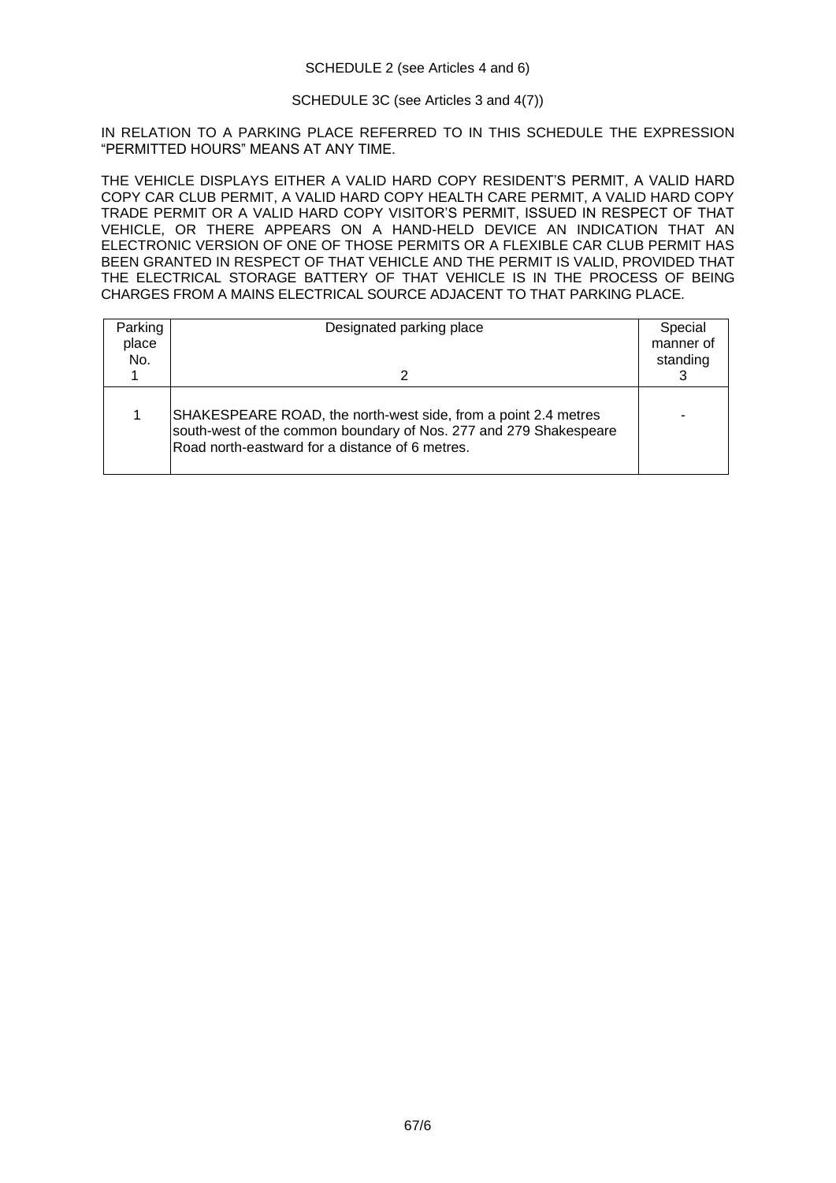SCHEDULE 2 (see Articles 4 and 6)

SCHEDULE 3C (see Articles 3 and 4(7))

IN RELATION TO A PARKING PLACE REFERRED TO IN THIS SCHEDULE THE EXPRESSION "PERMITTED HOURS" MEANS AT ANY TIME.

THE VEHICLE DISPLAYS EITHER A VALID HARD COPY RESIDENT'S PERMIT, A VALID HARD COPY CAR CLUB PERMIT, A VALID HARD COPY HEALTH CARE PERMIT, A VALID HARD COPY TRADE PERMIT OR A VALID HARD COPY VISITOR'S PERMIT, ISSUED IN RESPECT OF THAT VEHICLE, OR THERE APPEARS ON A HAND-HELD DEVICE AN INDICATION THAT AN ELECTRONIC VERSION OF ONE OF THOSE PERMITS OR A FLEXIBLE CAR CLUB PERMIT HAS BEEN GRANTED IN RESPECT OF THAT VEHICLE AND THE PERMIT IS VALID, PROVIDED THAT THE ELECTRICAL STORAGE BATTERY OF THAT VEHICLE IS IN THE PROCESS OF BEING CHARGES FROM A MAINS ELECTRICAL SOURCE ADJACENT TO THAT PARKING PLACE.

| Parking place No. 1 | Designated parking place 2 | Special manner of standing 3 |
|---|---|---|
| 1 | SHAKESPEARE ROAD, the north-west side, from a point 2.4 metres south-west of the common boundary of Nos. 277 and 279 Shakespeare Road north-eastward for a distance of 6 metres. | - |